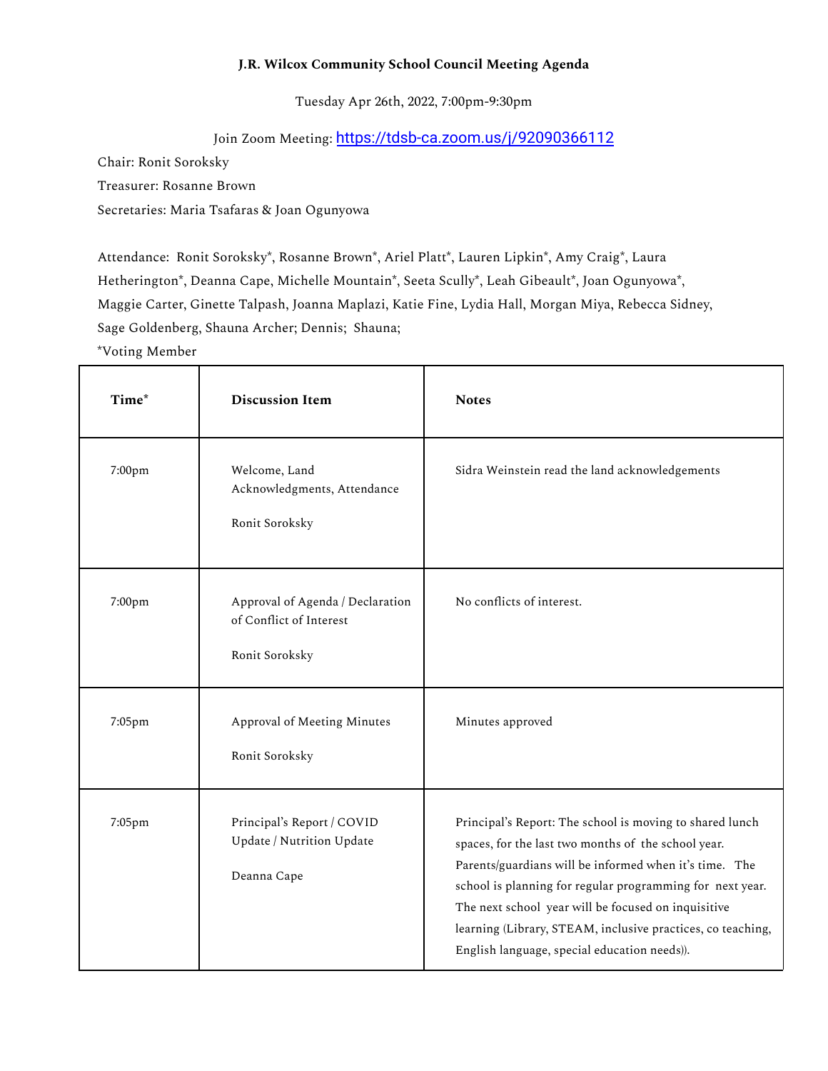**J.R. Wilcox Community School Council Meeting Agenda**

Tuesday Apr 26th, 2022, 7:00pm-9:30pm

Join Zoom Meeting: https://tdsb-ca.zoom.us/j/92090366112

Chair: Ronit Soroksky

Treasurer: Rosanne Brown

Secretaries: Maria Tsafaras & Joan Ogunyowa

Attendance: Ronit Soroksky*, Rosanne Brown*, Ariel Platt*, Lauren Lipkin*, Amy Craig*, Laura Hetherington*, Deanna Cape, Michelle Mountain*, Seeta Scully*, Leah Gibeault*, Joan Ogunyowa*, Maggie Carter, Ginette Talpash, Joanna Maplazi, Katie Fine, Lydia Hall, Morgan Miya, Rebecca Sidney, Sage Goldenberg, Shauna Archer; Dennis; Shauna;

*Voting Member

| Time* | Discussion Item | Notes |
|---|---|---|
| 7:00pm | Welcome, Land Acknowledgments, Attendance<br><br>Ronit Soroksky | Sidra Weinstein read the land acknowledgements |
| 7:00pm | Approval of Agenda / Declaration of Conflict of Interest<br><br>Ronit Soroksky | No conflicts of interest. |
| 7:05pm | Approval of Meeting Minutes<br><br>Ronit Soroksky | Minutes approved |
| 7:05pm | Principal's Report / COVID Update / Nutrition Update<br><br>Deanna Cape | Principal's Report: The school is moving to shared lunch spaces, for the last two months of the school year. Parents/guardians will be informed when it's time. The school is planning for regular programming for next year. The next school year will be focused on inquisitive learning (Library, STEAM, inclusive practices, co teaching, English language, special education needs)). |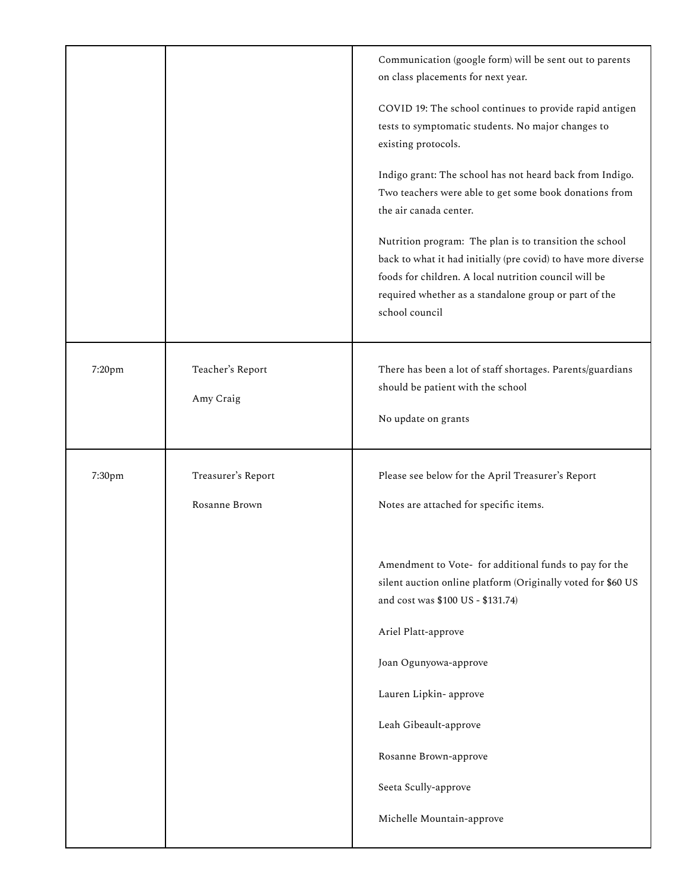| | | |
|---|---|---|
| | | Communication (google form) will be sent out to parents on class placements for next year.<br><br>COVID 19: The school continues to provide rapid antigen tests to symptomatic students. No major changes to existing protocols.<br><br>Indigo grant: The school has not heard back from Indigo. Two teachers were able to get some book donations from the air canada center.<br><br>Nutrition program: The plan is to transition the school back to what it had initially (pre covid) to have more diverse foods for children. A local nutrition council will be required whether as a standalone group or part of the school council |
| 7:20pm | Teacher's Report<br><br>Amy Craig | There has been a lot of staff shortages. Parents/guardians should be patient with the school<br><br>No update on grants |
| 7:30pm | Treasurer's Report<br><br>Rosanne Brown | Please see below for the April Treasurer's Report<br><br>Notes are attached for specific items.<br><br>Amendment to Vote- for additional funds to pay for the silent auction online platform (Originally voted for $60 US and cost was $100 US - $131.74)<br><br>Ariel Platt-approve<br><br>Joan Ogunyowa-approve<br><br>Lauren Lipkin- approve<br><br>Leah Gibeault-approve<br><br>Rosanne Brown-approve<br><br>Seeta Scully-approve<br><br>Michelle Mountain-approve |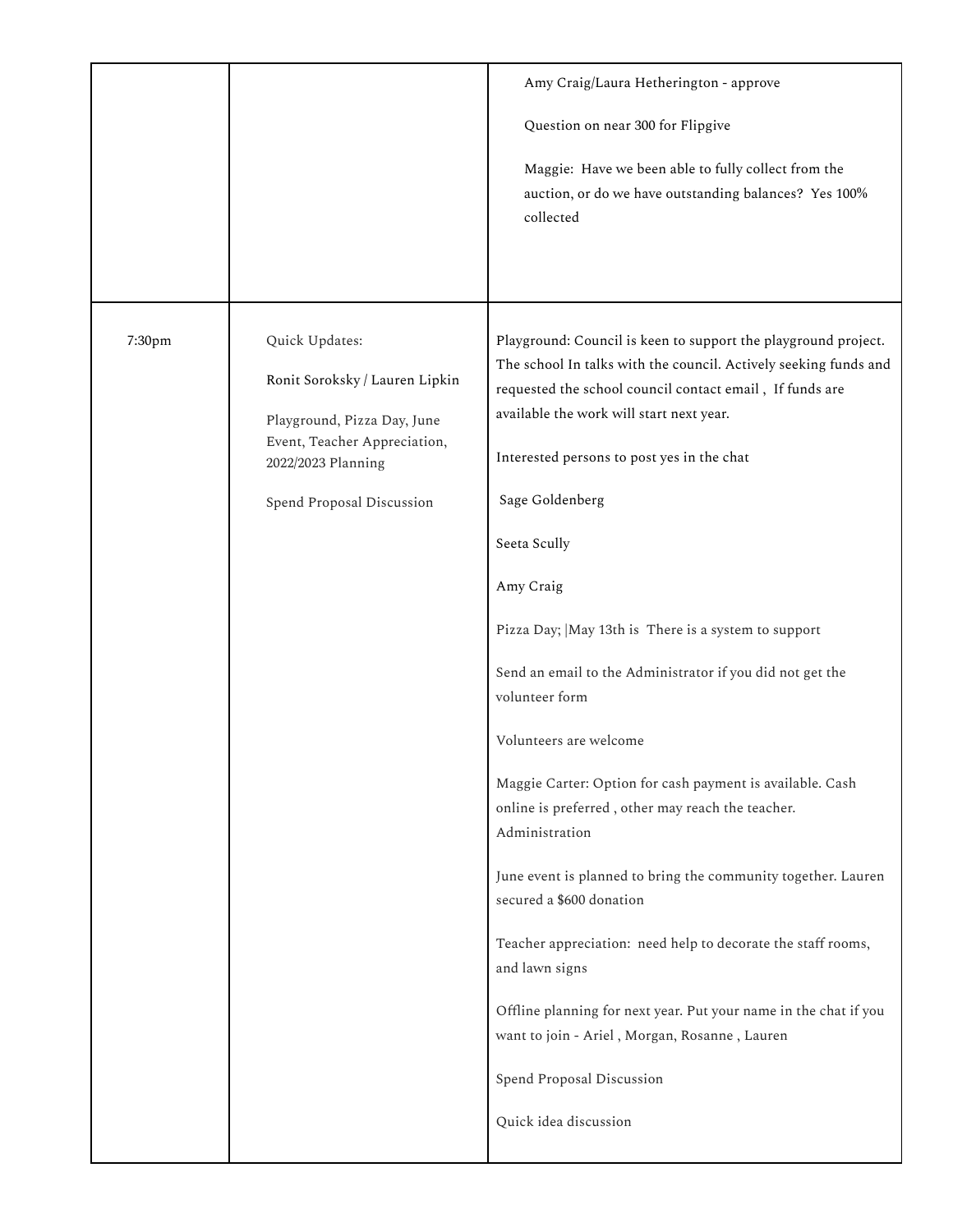| | | |
|---|---|---|
| | | Amy Craig/Laura Hetherington - approve<br><br>Question on near 300 for Flipgive<br><br>Maggie: Have we been able to fully collect from the auction, or do we have outstanding balances? Yes 100% collected |
| 7:30pm | Quick Updates:<br><br>Ronit Soroksky / Lauren Lipkin<br><br>Playground, Pizza Day, June Event, Teacher Appreciation, 2022/2023 Planning<br><br>Spend Proposal Discussion | Playground: Council is keen to support the playground project. The school In talks with the council. Actively seeking funds and requested the school council contact email , If funds are available the work will start next year.<br><br>Interested persons to post yes in the chat<br><br>Sage Goldenberg<br><br>Seeta Scully<br><br>Amy Craig<br><br>Pizza Day; \|May 13th is There is a system to support<br><br>Send an email to the Administrator if you did not get the volunteer form<br><br>Volunteers are welcome<br><br>Maggie Carter: Option for cash payment is available. Cash online is preferred , other may reach the teacher. Administration<br><br>June event is planned to bring the community together. Lauren secured a $600 donation<br><br>Teacher appreciation: need help to decorate the staff rooms, and lawn signs<br><br>Offline planning for next year. Put your name in the chat if you want to join - Ariel , Morgan, Rosanne , Lauren<br><br>Spend Proposal Discussion<br><br>Quick idea discussion |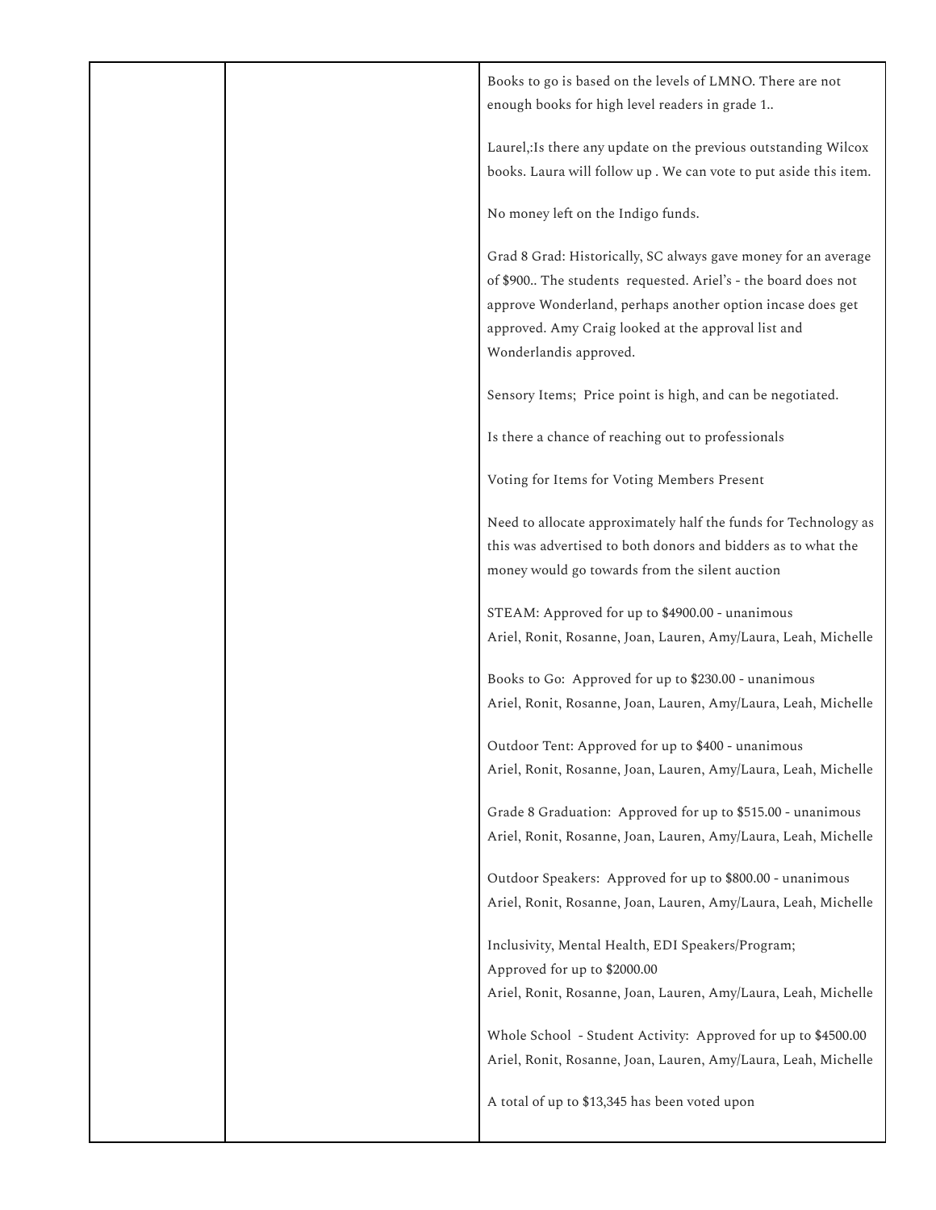| | | |
|---|---|---|
| | | Books to go is based on the levels of LMNO. There are not enough books for high level readers in grade 1..<br><br>Laurel,:Is there any update on the previous outstanding Wilcox books. Laura will follow up . We can vote to put aside this item.<br><br>No money left on the Indigo funds.<br><br>Grad 8 Grad: Historically, SC always gave money for an average of $900.. The students requested. Ariel's - the board does not approve Wonderland, perhaps another option incase does get approved. Amy Craig looked at the approval list and Wonderlandis approved.<br><br>Sensory Items; Price point is high, and can be negotiated.<br><br>Is there a chance of reaching out to professionals<br><br>Voting for Items for Voting Members Present<br><br>Need to allocate approximately half the funds for Technology as this was advertised to both donors and bidders as to what the money would go towards from the silent auction<br><br>STEAM: Approved for up to $4900.00 - unanimous<br>Ariel, Ronit, Rosanne, Joan, Lauren, Amy/Laura, Leah, Michelle<br><br>Books to Go: Approved for up to $230.00 - unanimous<br>Ariel, Ronit, Rosanne, Joan, Lauren, Amy/Laura, Leah, Michelle<br><br>Outdoor Tent: Approved for up to $400 - unanimous<br>Ariel, Ronit, Rosanne, Joan, Lauren, Amy/Laura, Leah, Michelle<br><br>Grade 8 Graduation: Approved for up to $515.00 - unanimous<br>Ariel, Ronit, Rosanne, Joan, Lauren, Amy/Laura, Leah, Michelle<br><br>Outdoor Speakers: Approved for up to $800.00 - unanimous<br>Ariel, Ronit, Rosanne, Joan, Lauren, Amy/Laura, Leah, Michelle<br><br>Inclusivity, Mental Health, EDI Speakers/Program;<br>Approved for up to $2000.00<br>Ariel, Ronit, Rosanne, Joan, Lauren, Amy/Laura, Leah, Michelle<br><br>Whole School - Student Activity: Approved for up to $4500.00<br>Ariel, Ronit, Rosanne, Joan, Lauren, Amy/Laura, Leah, Michelle<br><br>A total of up to $13,345 has been voted upon |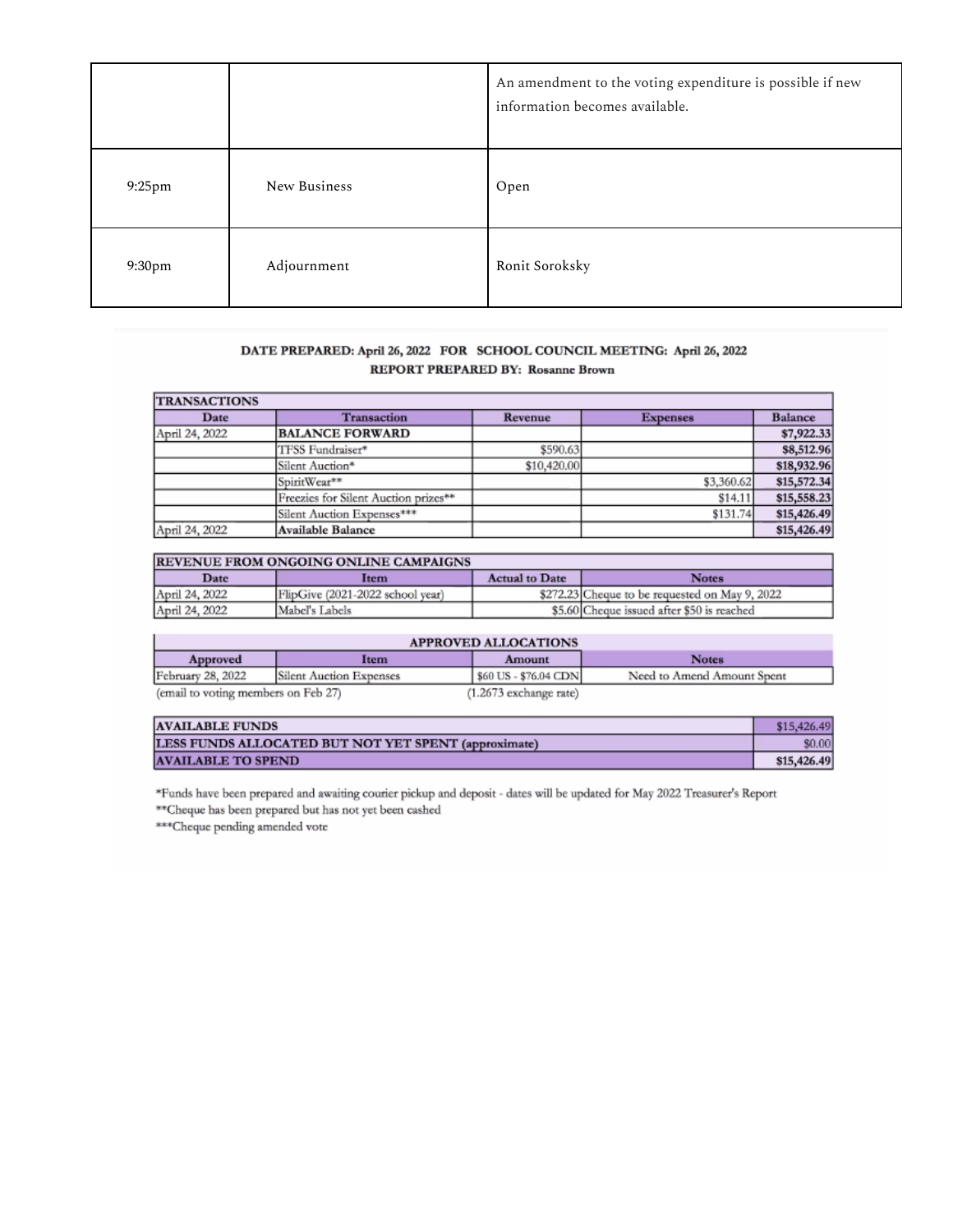| | | |
|---|---|---|
| | | An amendment to the voting expenditure is possible if new information becomes available. |
| 9:25pm | New Business | Open |
| 9:30pm | Adjournment | Ronit Soroksky |

**DATE PREPARED: April 26, 2022 FOR SCHOOL COUNCIL MEETING: April 26, 2022**
**REPORT PREPARED BY: Rosanne Brown**

| TRANSACTIONS | | | | |
|---|---|---|---|---|
| Date | Transaction | Revenue | Expenses | Balance |
| April 24, 2022 | **BALANCE FORWARD** | | | **$7,922.33** |
| | TFSS Fundraiser* | $590.63 | | **$8,512.96** |
| | Silent Auction* | $10,420.00 | | **$18,932.96** |
| | SpiritWear** | | $3,360.62 | **$15,572.34** |
| | Freezies for Silent Auction prizes** | | $14.11 | **$15,558.23** |
| | Silent Auction Expenses*** | | $131.74 | **$15,426.49** |
| April 24, 2022 | **Available Balance** | | | **$15,426.49** |

| REVENUE FROM ONGOING ONLINE CAMPAIGNS | | | |
|---|---|---|---|
| Date | Item | Actual to Date | Notes |
| April 24, 2022 | FlipGive (2021-2022 school year) | $272.23 | Cheque to be requested on May 9, 2022 |
| April 24, 2022 | Mabel's Labels | $5.60 | Cheque issued after $50 is reached |

| APPROVED ALLOCATIONS | | | |
|---|---|---|---|
| Approved | Item | Amount | Notes |
| February 28, 2022 | Silent Auction Expenses | $60 US - $76.04 CDN | Need to Amend Amount Spent |
| (email to voting members on Feb 27) | | (1.2673 exchange rate) | |

| | |
|---|---|
| **AVAILABLE FUNDS** | $15,426.49 |
| **LESS FUNDS ALLOCATED BUT NOT YET SPENT (approximate)** | $0.00 |
| **AVAILABLE TO SPEND** | $15,426.49 |

*Funds have been prepared and awaiting courier pickup and deposit - dates will be updated for May 2022 Treasurer's Report
**Cheque has been prepared but has not yet been cashed
***Cheque pending amended vote